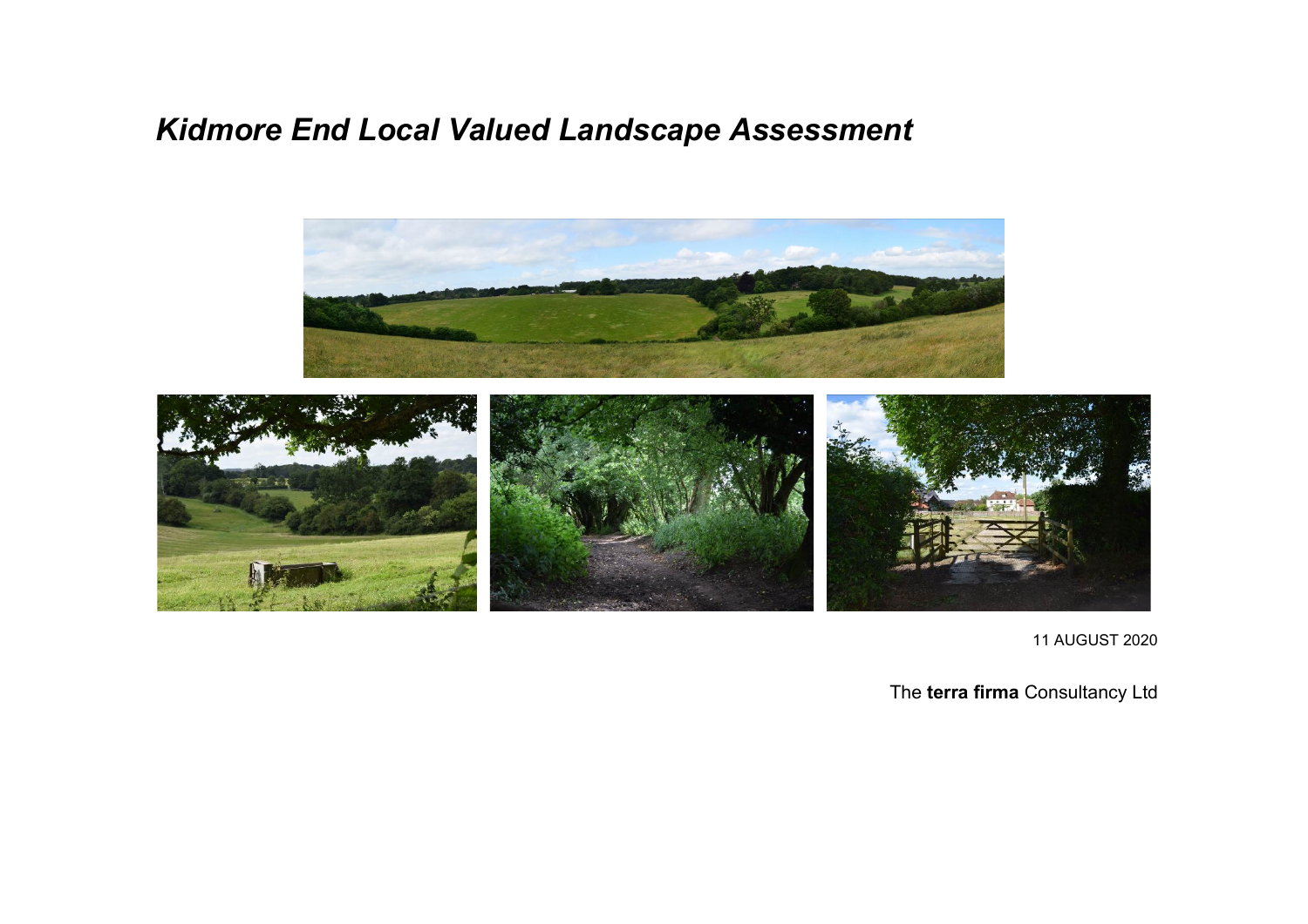# *Kidmore End Local Valued Landscape Assessment*

11 AUGUST 2020

The **terra firma** Consultancy Ltd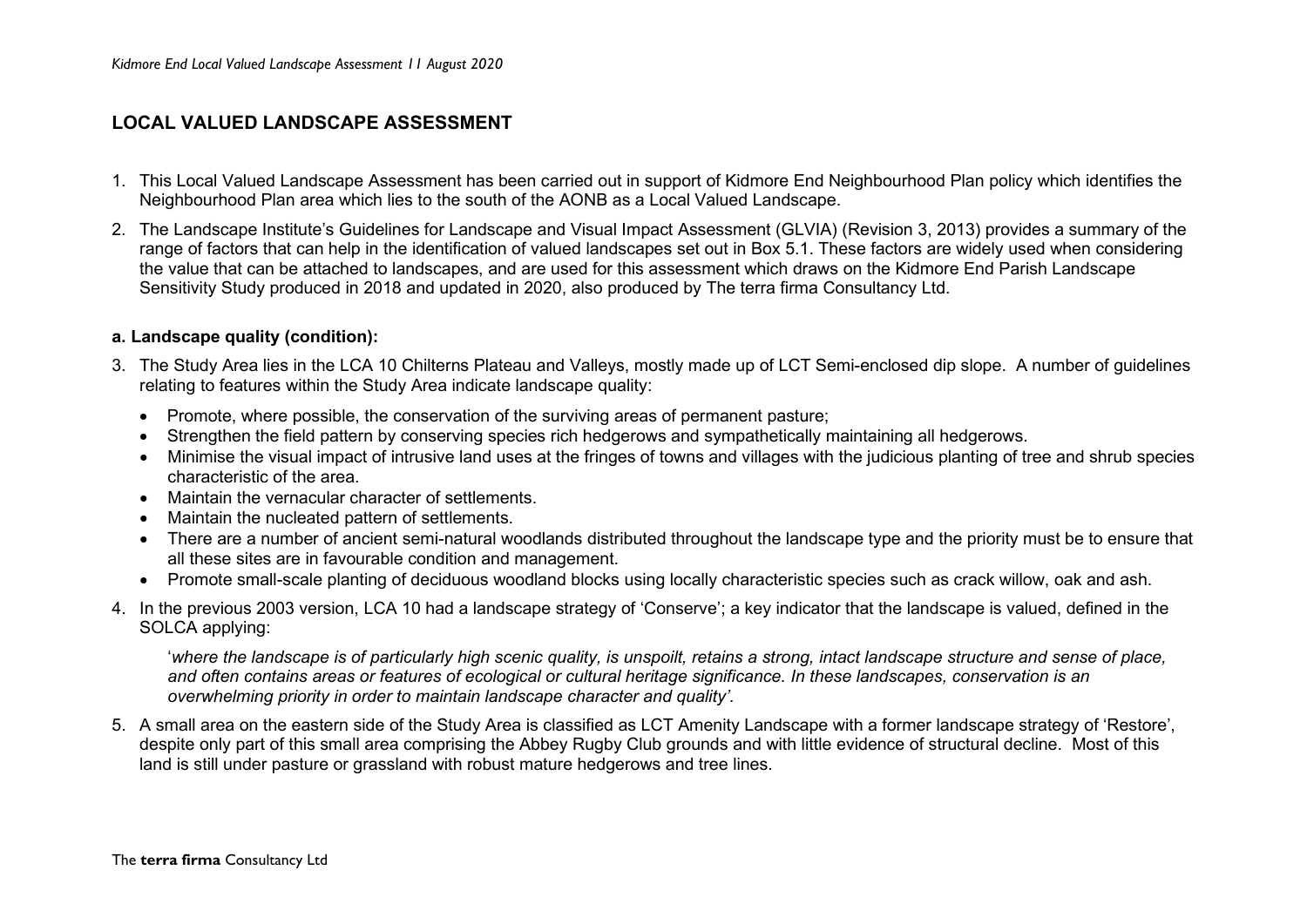## LOCAL VALUED LANDSCAPE ASSESSMENT

1. This Local Valued Landscape Assessment has been carried out in support of Kidmore End Neighbourhood Plan policy which identifies the Neighbourhood Plan area which lies to the south of the AONB as a Local Valued Landscape.

2. The Landscape Institute's Guidelines for Landscape and Visual Impact Assessment (GLVIA) (Revision 3, 2013) provides a summary of the range of factors that can help in the identification of valued landscapes set out in Box 5.1. These factors are widely used when considering the value that can be attached to landscapes, and are used for this assessment which draws on the Kidmore End Parish Landscape Sensitivity Study produced in 2018 and updated in 2020, also produced by The terra firma Consultancy Ltd.

### a. Landscape quality (condition):

3. The Study Area lies in the LCA 10 Chilterns Plateau and Valleys, mostly made up of LCT Semi-enclosed dip slope. A number of guidelines relating to features within the Study Area indicate landscape quality:

   - Promote, where possible, the conservation of the surviving areas of permanent pasture;
   - Strengthen the field pattern by conserving species rich hedgerows and sympathetically maintaining all hedgerows.
   - Minimise the visual impact of intrusive land uses at the fringes of towns and villages with the judicious planting of tree and shrub species characteristic of the area.
   - Maintain the vernacular character of settlements.
   - Maintain the nucleated pattern of settlements.
   - There are a number of ancient semi-natural woodlands distributed throughout the landscape type and the priority must be to ensure that all these sites are in favourable condition and management.
   - Promote small-scale planting of deciduous woodland blocks using locally characteristic species such as crack willow, oak and ash.

4. In the previous 2003 version, LCA 10 had a landscape strategy of 'Conserve'; a key indicator that the landscape is valued, defined in the SOLCA applying:

   '*where the landscape is of particularly high scenic quality, is unspoilt, retains a strong, intact landscape structure and sense of place, and often contains areas or features of ecological or cultural heritage significance. In these landscapes, conservation is an overwhelming priority in order to maintain landscape character and quality'.*

5. A small area on the eastern side of the Study Area is classified as LCT Amenity Landscape with a former landscape strategy of 'Restore', despite only part of this small area comprising the Abbey Rugby Club grounds and with little evidence of structural decline. Most of this land is still under pasture or grassland with robust mature hedgerows and tree lines.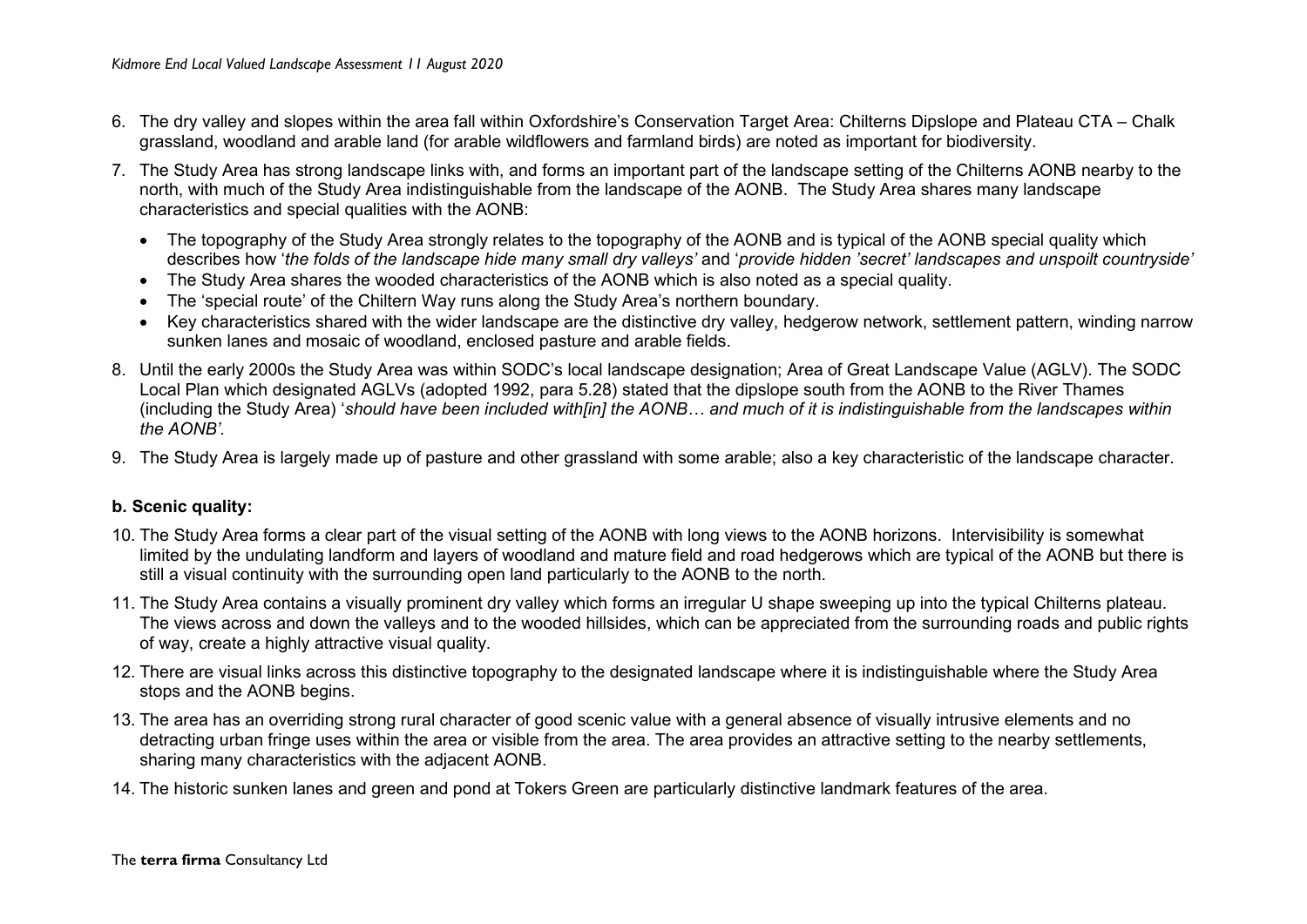6. The dry valley and slopes within the area fall within Oxfordshire's Conservation Target Area: Chilterns Dipslope and Plateau CTA – Chalk grassland, woodland and arable land (for arable wildflowers and farmland birds) are noted as important for biodiversity.

7. The Study Area has strong landscape links with, and forms an important part of the landscape setting of the Chilterns AONB nearby to the north, with much of the Study Area indistinguishable from the landscape of the AONB. The Study Area shares many landscape characteristics and special qualities with the AONB:

   - The topography of the Study Area strongly relates to the topography of the AONB and is typical of the AONB special quality which describes how '*the folds of the landscape hide many small dry valleys'* and '*provide hidden 'secret' landscapes and unspoilt countryside'*
   - The Study Area shares the wooded characteristics of the AONB which is also noted as a special quality.
   - The 'special route' of the Chiltern Way runs along the Study Area's northern boundary.
   - Key characteristics shared with the wider landscape are the distinctive dry valley, hedgerow network, settlement pattern, winding narrow sunken lanes and mosaic of woodland, enclosed pasture and arable fields.

8. Until the early 2000s the Study Area was within SODC's local landscape designation; Area of Great Landscape Value (AGLV). The SODC Local Plan which designated AGLVs (adopted 1992, para 5.28) stated that the dipslope south from the AONB to the River Thames (including the Study Area) '*should have been included with[in] the AONB… and much of it is indistinguishable from the landscapes within the AONB'.*

9. The Study Area is largely made up of pasture and other grassland with some arable; also a key characteristic of the landscape character.

**b. Scenic quality:**

10. The Study Area forms a clear part of the visual setting of the AONB with long views to the AONB horizons. Intervisibility is somewhat limited by the undulating landform and layers of woodland and mature field and road hedgerows which are typical of the AONB but there is still a visual continuity with the surrounding open land particularly to the AONB to the north.

11. The Study Area contains a visually prominent dry valley which forms an irregular U shape sweeping up into the typical Chilterns plateau. The views across and down the valleys and to the wooded hillsides, which can be appreciated from the surrounding roads and public rights of way, create a highly attractive visual quality.

12. There are visual links across this distinctive topography to the designated landscape where it is indistinguishable where the Study Area stops and the AONB begins.

13. The area has an overriding strong rural character of good scenic value with a general absence of visually intrusive elements and no detracting urban fringe uses within the area or visible from the area. The area provides an attractive setting to the nearby settlements, sharing many characteristics with the adjacent AONB.

14. The historic sunken lanes and green and pond at Tokers Green are particularly distinctive landmark features of the area.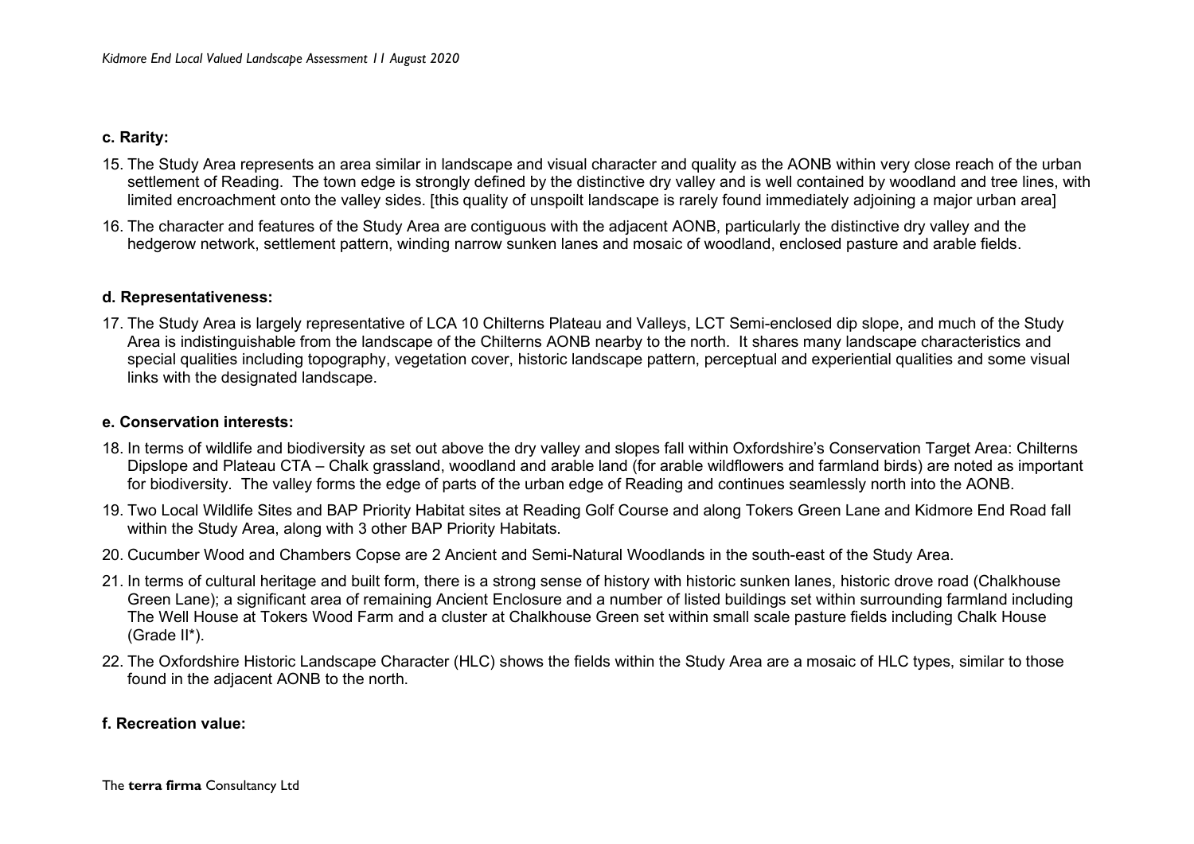**c. Rarity:**

15. The Study Area represents an area similar in landscape and visual character and quality as the AONB within very close reach of the urban settlement of Reading. The town edge is strongly defined by the distinctive dry valley and is well contained by woodland and tree lines, with limited encroachment onto the valley sides. [this quality of unspoilt landscape is rarely found immediately adjoining a major urban area]
16. The character and features of the Study Area are contiguous with the adjacent AONB, particularly the distinctive dry valley and the hedgerow network, settlement pattern, winding narrow sunken lanes and mosaic of woodland, enclosed pasture and arable fields.

**d. Representativeness:**

17. The Study Area is largely representative of LCA 10 Chilterns Plateau and Valleys, LCT Semi-enclosed dip slope, and much of the Study Area is indistinguishable from the landscape of the Chilterns AONB nearby to the north. It shares many landscape characteristics and special qualities including topography, vegetation cover, historic landscape pattern, perceptual and experiential qualities and some visual links with the designated landscape.

**e. Conservation interests:**

18. In terms of wildlife and biodiversity as set out above the dry valley and slopes fall within Oxfordshire's Conservation Target Area: Chilterns Dipslope and Plateau CTA – Chalk grassland, woodland and arable land (for arable wildflowers and farmland birds) are noted as important for biodiversity. The valley forms the edge of parts of the urban edge of Reading and continues seamlessly north into the AONB.
19. Two Local Wildlife Sites and BAP Priority Habitat sites at Reading Golf Course and along Tokers Green Lane and Kidmore End Road fall within the Study Area, along with 3 other BAP Priority Habitats.
20. Cucumber Wood and Chambers Copse are 2 Ancient and Semi-Natural Woodlands in the south-east of the Study Area.
21. In terms of cultural heritage and built form, there is a strong sense of history with historic sunken lanes, historic drove road (Chalkhouse Green Lane); a significant area of remaining Ancient Enclosure and a number of listed buildings set within surrounding farmland including The Well House at Tokers Wood Farm and a cluster at Chalkhouse Green set within small scale pasture fields including Chalk House (Grade II*).
22. The Oxfordshire Historic Landscape Character (HLC) shows the fields within the Study Area are a mosaic of HLC types, similar to those found in the adjacent AONB to the north.

**f. Recreation value:**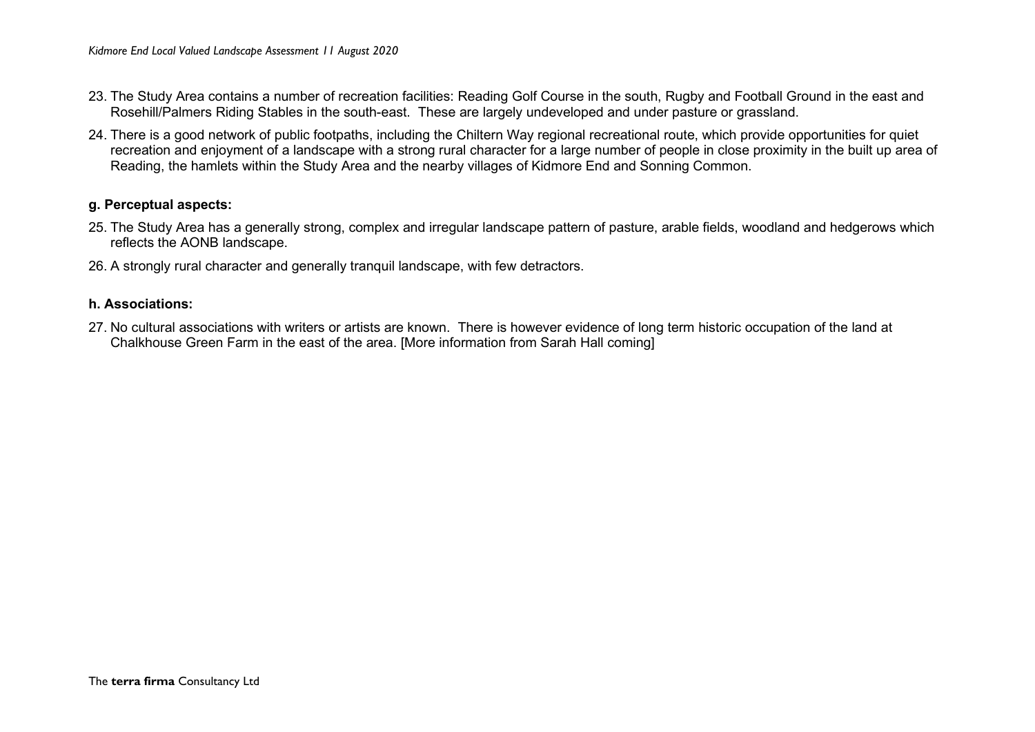23. The Study Area contains a number of recreation facilities: Reading Golf Course in the south, Rugby and Football Ground in the east and Rosehill/Palmers Riding Stables in the south-east. These are largely undeveloped and under pasture or grassland.
24. There is a good network of public footpaths, including the Chiltern Way regional recreational route, which provide opportunities for quiet recreation and enjoyment of a landscape with a strong rural character for a large number of people in close proximity in the built up area of Reading, the hamlets within the Study Area and the nearby villages of Kidmore End and Sonning Common.

**g. Perceptual aspects:**

25. The Study Area has a generally strong, complex and irregular landscape pattern of pasture, arable fields, woodland and hedgerows which reflects the AONB landscape.
26. A strongly rural character and generally tranquil landscape, with few detractors.

**h. Associations:**

27. No cultural associations with writers or artists are known. There is however evidence of long term historic occupation of the land at Chalkhouse Green Farm in the east of the area. [More information from Sarah Hall coming]